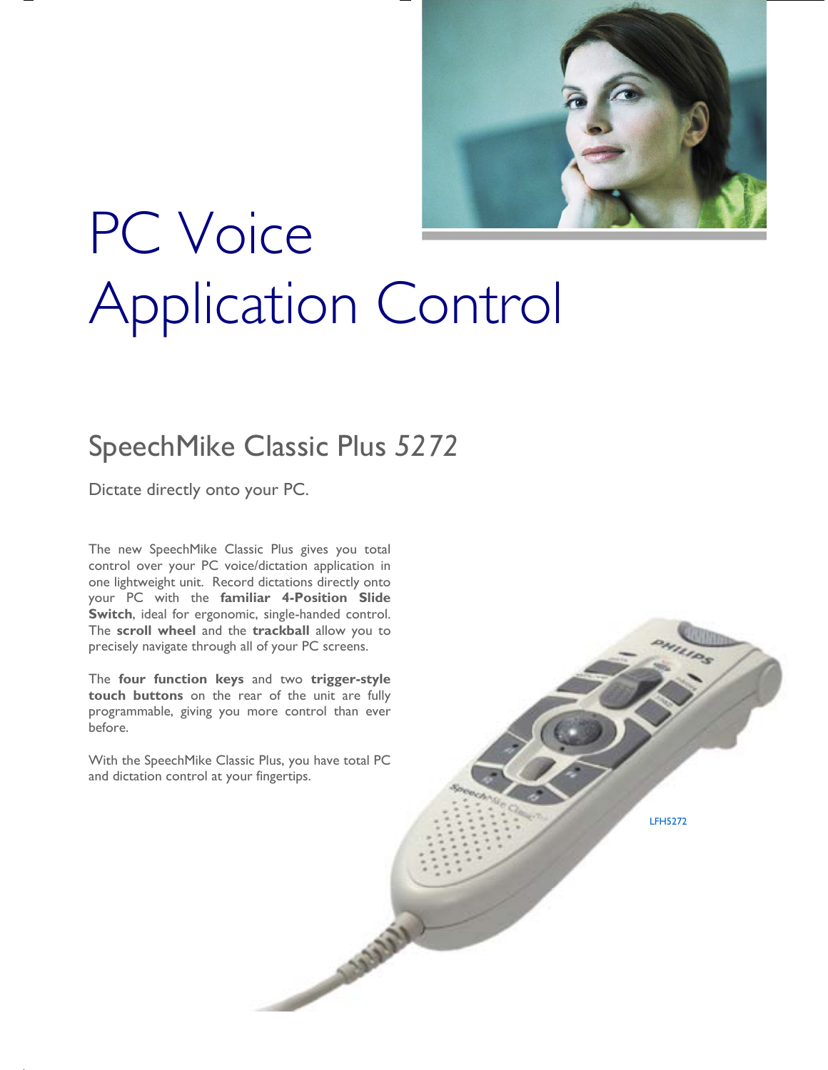# PC Voice Application Control

## SpeechMike Classic Plus 5272

Dictate directly onto your PC.

The new SpeechMike Classic Plus gives you total control over your PC voice/dictation application in one lightweight unit. Record dictations directly onto your PC with the **familiar 4-Position Slide Switch**, ideal for ergonomic, single-handed control. The **scroll wheel** and the **trackball** allow you to precisely navigate through all of your PC screens.

The **four function keys** and two **trigger-style touch buttons** on the rear of the unit are fully programmable, giving you more control than ever before.

With the SpeechMike Classic Plus, you have total PC and dictation control at your fingertips.

LFH5272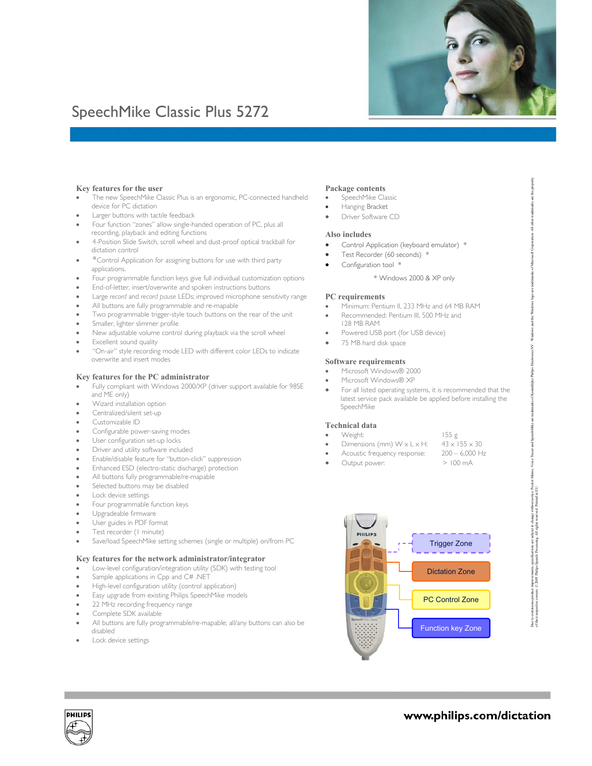# SpeechMike Classic Plus 5272

### Key features for the user

- The new SpeechMike Classic Plus is an ergonomic, PC-connected handheld device for PC dictation
- Larger buttons with tactile feedback
- Four function "zones" allow single-handed operation of PC, plus all recording, playback and editing functions
- 4-Position Slide Switch, scroll wheel and dust-proof optical trackball for dictation control
- *Control Application for assigning buttons for use with third party applications.
- Four programmable function keys give full individual customization options
- End-of-letter, insert/overwrite and spoken instructions buttons
- Large *record* and *record pause* LEDs; improved microphone sensitivity range
- All buttons are fully programmable and re-mapable
- Two programmable trigger-style touch buttons on the rear of the unit
- Smaller, lighter slimmer profile
- New adjustable volume control during playback via the scroll wheel
- Excellent sound quality
- "On-air" style recording mode LED with different color LEDs to indicate overwrite and insert modes

### Key features for the PC administrator

- Fully compliant with Windows 2000/XP (driver support available for 98SE and ME only)
- Wizard installation option
- Centralized/silent set-up
- Customizable ID
- Configurable power-saving modes
- User configuration set-up locks
- Driver and utility software included
- Enable/disable feature for "button-click" suppression
- Enhanced ESD (electro-static discharge) protection
- All buttons fully programmable/re-mapable
- Selected buttons may be disabled
- Lock device settings
- Four programmable function keys
- Upgradeable firmware
- User guides in PDF format
- Test recorder (1 minute)
- Save/load SpeechMike setting schemes (single or multiple) on/from PC

### Key features for the network administrator/integrator

- Low-level configuration/integration utility (SDK) with testing tool
- Sample applications in Cpp and C# .NET
- High-level configuration utility (control application)
- Easy upgrade from existing Philips SpeechMike models
- 22 MHz recording frequency range
- Complete SDK available
- All buttons are fully programmable/re-mapable; all/any buttons can also be disabled
- Lock device settings

### Package contents

- SpeechMike Classic
- Hanging Bracket
- Driver Software CD

### Also includes

- Control Application (keyboard emulator) *
- Test Recorder (60 seconds) *
- Configuration tool *

\* Windows 2000 & XP only

### PC requirements

- Minimum: Pentium II, 233 MHz and 64 MB RAM
- Recommended: Pentium III, 500 MHz and 128 MB RAM
- Powered USB port (for USB device)
- 75 MB hard disk space

### Software requirements

- Microsoft Windows® 2000
- Microsoft Windows® XP
- For all listed operating systems, it is recommended that the latest service pack available be applied before installing the SpeechMike

### Technical data

| | |
|---|---|
| Weight: | 155 g |
| Dimensions (mm) W x L x H: | 43 x 155 x 30 |
| Acoustic frequency response: | 200 – 6,000 Hz |
| Output power: | > 100 mA |

Trigger Zone

Dictation Zone

PC Control Zone

Function key Zone

Due to continuous product improvements, specifications are subject to change without notice. Pocket Memo, Voice Tracer and SpeechMike are trademarks of Koninklijke Philips Electronics N.V. Windows and the Windows logo are trademarks of Microsoft Corporation. All other trademarks are the property of their respective owners. © 2005 Philips Speech Processing. All rights reserved. Printed in EU.

www.philips.com/dictation